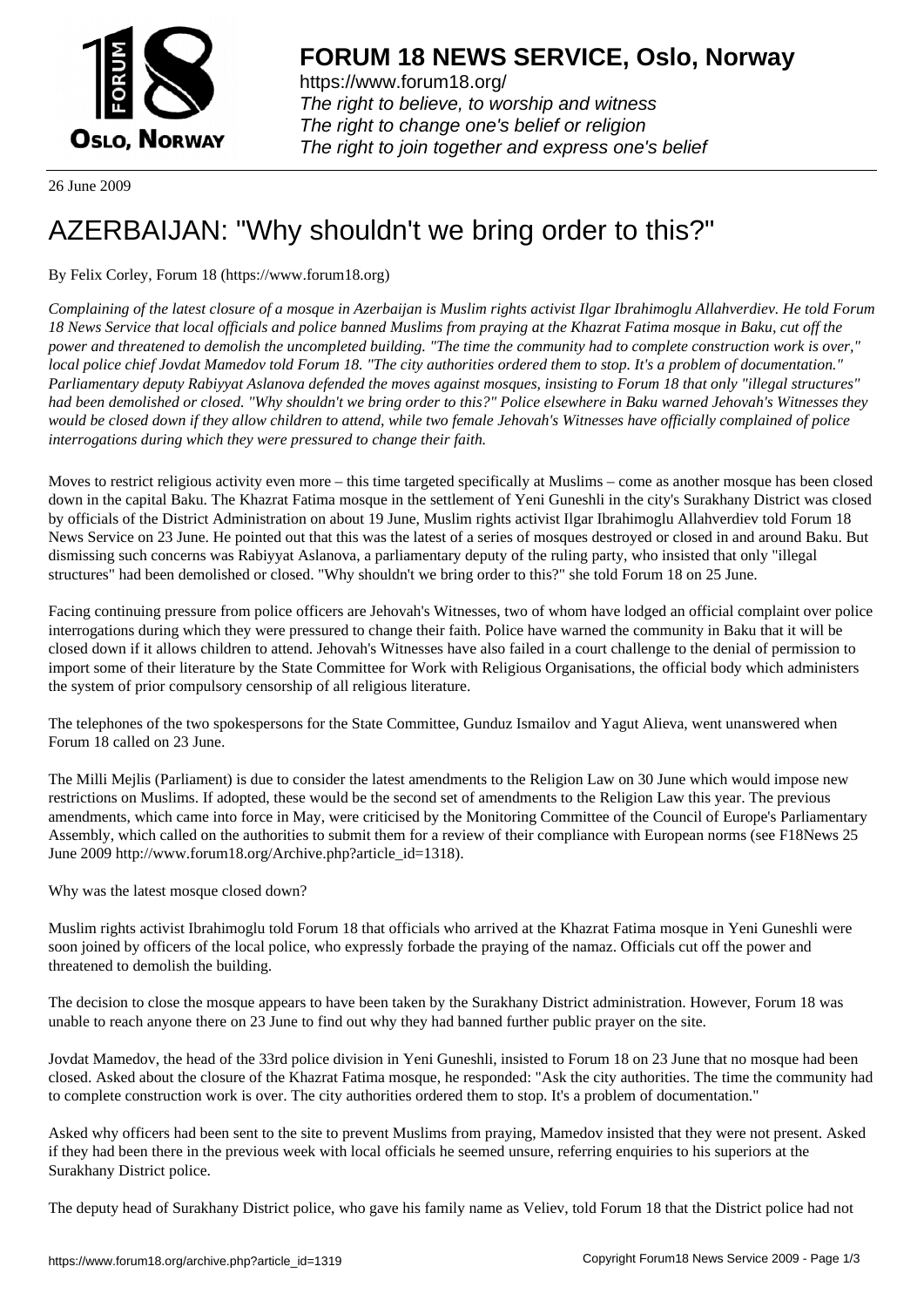# FORUM 18 NEWS SERVICE, Oslo, Norway

https://www.forum18.org/
*The right to believe, to worship and witness*
*The right to change one's belief or religion*
*The right to join together and express one's belief*

26 June 2009

# AZERBAIJAN: "Why shouldn't we bring order to this?"

By Felix Corley, Forum 18 (https://www.forum18.org)

*Complaining of the latest closure of a mosque in Azerbaijan is Muslim rights activist Ilgar Ibrahimoglu Allahverdiev. He told Forum 18 News Service that local officials and police banned Muslims from praying at the Khazrat Fatima mosque in Baku, cut off the power and threatened to demolish the uncompleted building. "The time the community had to complete construction work is over," local police chief Jovdat Mamedov told Forum 18. "The city authorities ordered them to stop. It's a problem of documentation." Parliamentary deputy Rabiyyat Aslanova defended the moves against mosques, insisting to Forum 18 that only "illegal structures" had been demolished or closed. "Why shouldn't we bring order to this?" Police elsewhere in Baku warned Jehovah's Witnesses they would be closed down if they allow children to attend, while two female Jehovah's Witnesses have officially complained of police interrogations during which they were pressured to change their faith.*

Moves to restrict religious activity even more – this time targeted specifically at Muslims – come as another mosque has been closed down in the capital Baku. The Khazrat Fatima mosque in the settlement of Yeni Guneshli in the city's Surakhany District was closed by officials of the District Administration on about 19 June, Muslim rights activist Ilgar Ibrahimoglu Allahverdiev told Forum 18 News Service on 23 June. He pointed out that this was the latest of a series of mosques destroyed or closed in and around Baku. But dismissing such concerns was Rabiyyat Aslanova, a parliamentary deputy of the ruling party, who insisted that only "illegal structures" had been demolished or closed. "Why shouldn't we bring order to this?" she told Forum 18 on 25 June.

Facing continuing pressure from police officers are Jehovah's Witnesses, two of whom have lodged an official complaint over police interrogations during which they were pressured to change their faith. Police have warned the community in Baku that it will be closed down if it allows children to attend. Jehovah's Witnesses have also failed in a court challenge to the denial of permission to import some of their literature by the State Committee for Work with Religious Organisations, the official body which administers the system of prior compulsory censorship of all religious literature.

The telephones of the two spokespersons for the State Committee, Gunduz Ismailov and Yagut Alieva, went unanswered when Forum 18 called on 23 June.

The Milli Mejlis (Parliament) is due to consider the latest amendments to the Religion Law on 30 June which would impose new restrictions on Muslims. If adopted, these would be the second set of amendments to the Religion Law this year. The previous amendments, which came into force in May, were criticised by the Monitoring Committee of the Council of Europe's Parliamentary Assembly, which called on the authorities to submit them for a review of their compliance with European norms (see F18News 25 June 2009 http://www.forum18.org/Archive.php?article_id=1318).

Why was the latest mosque closed down?

Muslim rights activist Ibrahimoglu told Forum 18 that officials who arrived at the Khazrat Fatima mosque in Yeni Guneshli were soon joined by officers of the local police, who expressly forbade the praying of the namaz. Officials cut off the power and threatened to demolish the building.

The decision to close the mosque appears to have been taken by the Surakhany District administration. However, Forum 18 was unable to reach anyone there on 23 June to find out why they had banned further public prayer on the site.

Jovdat Mamedov, the head of the 33rd police division in Yeni Guneshli, insisted to Forum 18 on 23 June that no mosque had been closed. Asked about the closure of the Khazrat Fatima mosque, he responded: "Ask the city authorities. The time the community had to complete construction work is over. The city authorities ordered them to stop. It's a problem of documentation."

Asked why officers had been sent to the site to prevent Muslims from praying, Mamedov insisted that they were not present. Asked if they had been there in the previous week with local officials he seemed unsure, referring enquiries to his superiors at the Surakhany District police.

The deputy head of Surakhany District police, who gave his family name as Veliev, told Forum 18 that the District police had not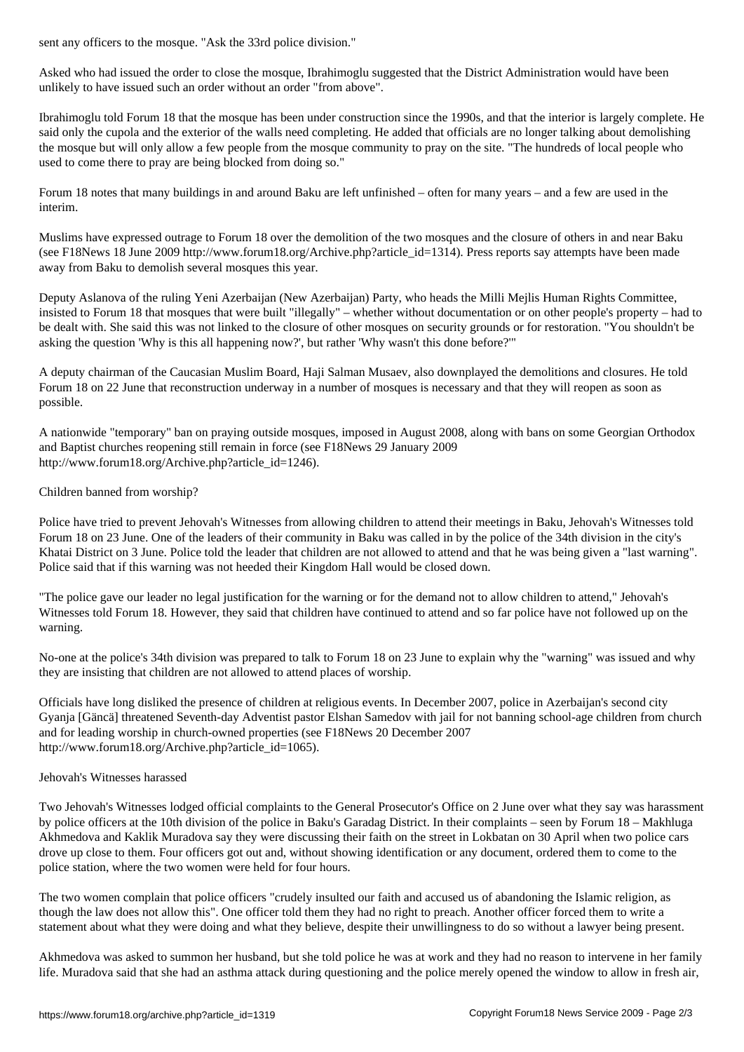sent any officers to the mosque. "Ask the 33rd police division."

Asked who had issued the order to close the mosque, Ibrahimoglu suggested that the District Administration would have been unlikely to have issued such an order without an order "from above".

Ibrahimoglu told Forum 18 that the mosque has been under construction since the 1990s, and that the interior is largely complete. He said only the cupola and the exterior of the walls need completing. He added that officials are no longer talking about demolishing the mosque but will only allow a few people from the mosque community to pray on the site. "The hundreds of local people who used to come there to pray are being blocked from doing so."

Forum 18 notes that many buildings in and around Baku are left unfinished – often for many years – and a few are used in the interim.

Muslims have expressed outrage to Forum 18 over the demolition of the two mosques and the closure of others in and near Baku (see F18News 18 June 2009 http://www.forum18.org/Archive.php?article_id=1314). Press reports say attempts have been made away from Baku to demolish several mosques this year.

Deputy Aslanova of the ruling Yeni Azerbaijan (New Azerbaijan) Party, who heads the Milli Mejlis Human Rights Committee, insisted to Forum 18 that mosques that were built "illegally" – whether without documentation or on other people's property – had to be dealt with. She said this was not linked to the closure of other mosques on security grounds or for restoration. "You shouldn't be asking the question 'Why is this all happening now?', but rather 'Why wasn't this done before?'"

A deputy chairman of the Caucasian Muslim Board, Haji Salman Musaev, also downplayed the demolitions and closures. He told Forum 18 on 22 June that reconstruction underway in a number of mosques is necessary and that they will reopen as soon as possible.

A nationwide "temporary" ban on praying outside mosques, imposed in August 2008, along with bans on some Georgian Orthodox and Baptist churches reopening still remain in force (see F18News 29 January 2009 http://www.forum18.org/Archive.php?article_id=1246).

Children banned from worship?

Police have tried to prevent Jehovah's Witnesses from allowing children to attend their meetings in Baku, Jehovah's Witnesses told Forum 18 on 23 June. One of the leaders of their community in Baku was called in by the police of the 34th division in the city's Khatai District on 3 June. Police told the leader that children are not allowed to attend and that he was being given a "last warning". Police said that if this warning was not heeded their Kingdom Hall would be closed down.

"The police gave our leader no legal justification for the warning or for the demand not to allow children to attend," Jehovah's Witnesses told Forum 18. However, they said that children have continued to attend and so far police have not followed up on the warning.

No-one at the police's 34th division was prepared to talk to Forum 18 on 23 June to explain why the "warning" was issued and why they are insisting that children are not allowed to attend places of worship.

Officials have long disliked the presence of children at religious events. In December 2007, police in Azerbaijan's second city Gyanja [Gäncä] threatened Seventh-day Adventist pastor Elshan Samedov with jail for not banning school-age children from church and for leading worship in church-owned properties (see F18News 20 December 2007 http://www.forum18.org/Archive.php?article_id=1065).

Jehovah's Witnesses harassed

Two Jehovah's Witnesses lodged official complaints to the General Prosecutor's Office on 2 June over what they say was harassment by police officers at the 10th division of the police in Baku's Garadag District. In their complaints – seen by Forum 18 – Makhluga Akhmedova and Kaklik Muradova say they were discussing their faith on the street in Lokbatan on 30 April when two police cars drove up close to them. Four officers got out and, without showing identification or any document, ordered them to come to the police station, where the two women were held for four hours.

The two women complain that police officers "crudely insulted our faith and accused us of abandoning the Islamic religion, as though the law does not allow this". One officer told them they had no right to preach. Another officer forced them to write a statement about what they were doing and what they believe, despite their unwillingness to do so without a lawyer being present.

Akhmedova was asked to summon her husband, but she told police he was at work and they had no reason to intervene in her family life. Muradova said that she had an asthma attack during questioning and the police merely opened the window to allow in fresh air,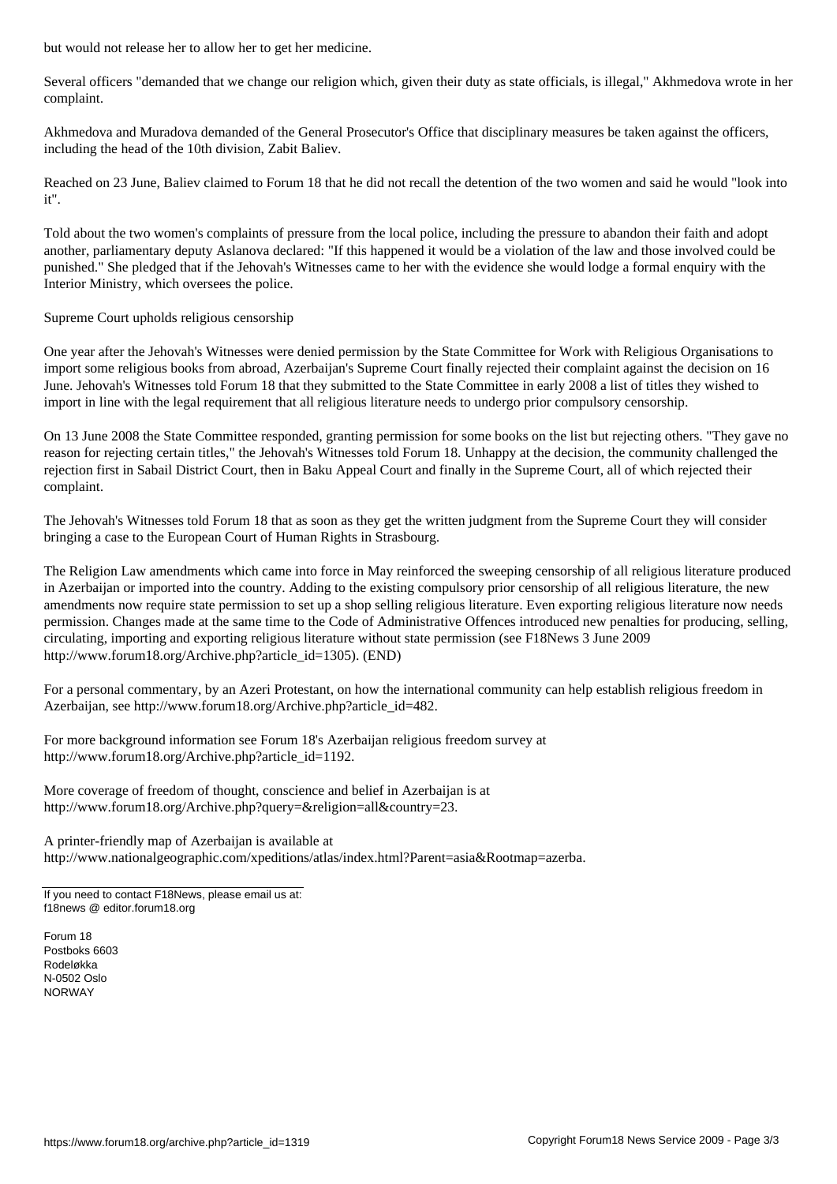but would not release her to allow her to get her medicine.

Several officers "demanded that we change our religion which, given their duty as state officials, is illegal," Akhmedova wrote in her complaint.

Akhmedova and Muradova demanded of the General Prosecutor's Office that disciplinary measures be taken against the officers, including the head of the 10th division, Zabit Baliev.

Reached on 23 June, Baliev claimed to Forum 18 that he did not recall the detention of the two women and said he would "look into it".

Told about the two women's complaints of pressure from the local police, including the pressure to abandon their faith and adopt another, parliamentary deputy Aslanova declared: "If this happened it would be a violation of the law and those involved could be punished." She pledged that if the Jehovah's Witnesses came to her with the evidence she would lodge a formal enquiry with the Interior Ministry, which oversees the police.

## Supreme Court upholds religious censorship

One year after the Jehovah's Witnesses were denied permission by the State Committee for Work with Religious Organisations to import some religious books from abroad, Azerbaijan's Supreme Court finally rejected their complaint against the decision on 16 June. Jehovah's Witnesses told Forum 18 that they submitted to the State Committee in early 2008 a list of titles they wished to import in line with the legal requirement that all religious literature needs to undergo prior compulsory censorship.

On 13 June 2008 the State Committee responded, granting permission for some books on the list but rejecting others. "They gave no reason for rejecting certain titles," the Jehovah's Witnesses told Forum 18. Unhappy at the decision, the community challenged the rejection first in Sabail District Court, then in Baku Appeal Court and finally in the Supreme Court, all of which rejected their complaint.

The Jehovah's Witnesses told Forum 18 that as soon as they get the written judgment from the Supreme Court they will consider bringing a case to the European Court of Human Rights in Strasbourg.

The Religion Law amendments which came into force in May reinforced the sweeping censorship of all religious literature produced in Azerbaijan or imported into the country. Adding to the existing compulsory prior censorship of all religious literature, the new amendments now require state permission to set up a shop selling religious literature. Even exporting religious literature now needs permission. Changes made at the same time to the Code of Administrative Offences introduced new penalties for producing, selling, circulating, importing and exporting religious literature without state permission (see F18News 3 June 2009 http://www.forum18.org/Archive.php?article_id=1305). (END)

For a personal commentary, by an Azeri Protestant, on how the international community can help establish religious freedom in Azerbaijan, see http://www.forum18.org/Archive.php?article_id=482.

For more background information see Forum 18's Azerbaijan religious freedom survey at http://www.forum18.org/Archive.php?article_id=1192.

More coverage of freedom of thought, conscience and belief in Azerbaijan is at http://www.forum18.org/Archive.php?query=&religion=all&country=23.

A printer-friendly map of Azerbaijan is available at http://www.nationalgeographic.com/xpeditions/atlas/index.html?Parent=asia&Rootmap=azerba.

---

If you need to contact F18News, please email us at:
f18news @ editor.forum18.org

Forum 18
Postboks 6603
Rodeløkka
N-0502 Oslo
NORWAY